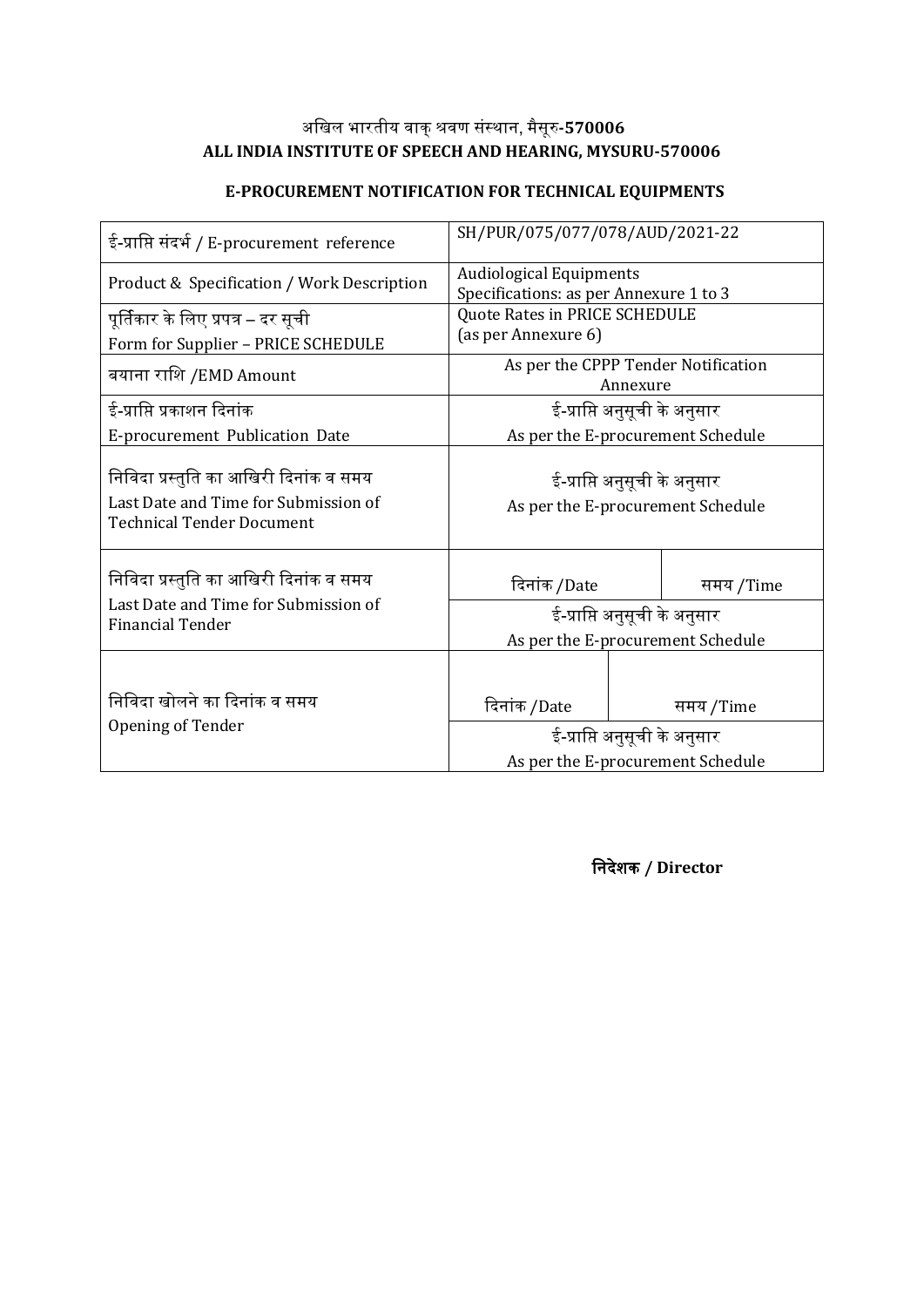# अखिल भारतीय वाक् श्रवण संस्थान, मैसूरु-570006
# ALL INDIA INSTITUTE OF SPEECH AND HEARING, MYSURU-570006

## E-PROCUREMENT NOTIFICATION FOR TECHNICAL EQUIPMENTS

| ई-प्राप्ति संदर्भ / E-procurement reference | SH/PUR/075/077/078/AUD/2021-22 | |
|---|---|---|
| Product & Specification / Work Description | Audiological Equipments<br>Specifications: as per Annexure 1 to 3 | |
| पूर्तिकार के लिए प्रपत्र – दर सूची<br>Form for Supplier – PRICE SCHEDULE | Quote Rates in PRICE SCHEDULE<br>(as per Annexure 6) | |
| बयाना राशि /EMD Amount | As per the CPPP Tender Notification Annexure | |
| ई-प्राप्ति प्रकाशन दिनांक<br>E-procurement Publication Date | ई-प्राप्ति अनुसूची के अनुसार<br>As per the E-procurement Schedule | |
| निविदा प्रस्तुति का आखिरी दिनांक व समय<br>Last Date and Time for Submission of Technical Tender Document | ई-प्राप्ति अनुसूची के अनुसार<br>As per the E-procurement Schedule | |
| निविदा प्रस्तुति का आखिरी दिनांक व समय<br>Last Date and Time for Submission of Financial Tender | दिनांक /Date | समय /Time |
| | ई-प्राप्ति अनुसूची के अनुसार<br>As per the E-procurement Schedule | |
| निविदा खोलने का दिनांक व समय<br>Opening of Tender | दिनांक /Date | समय /Time |
| | ई-प्राप्ति अनुसूची के अनुसार<br>As per the E-procurement Schedule | |

**निदेशक / Director**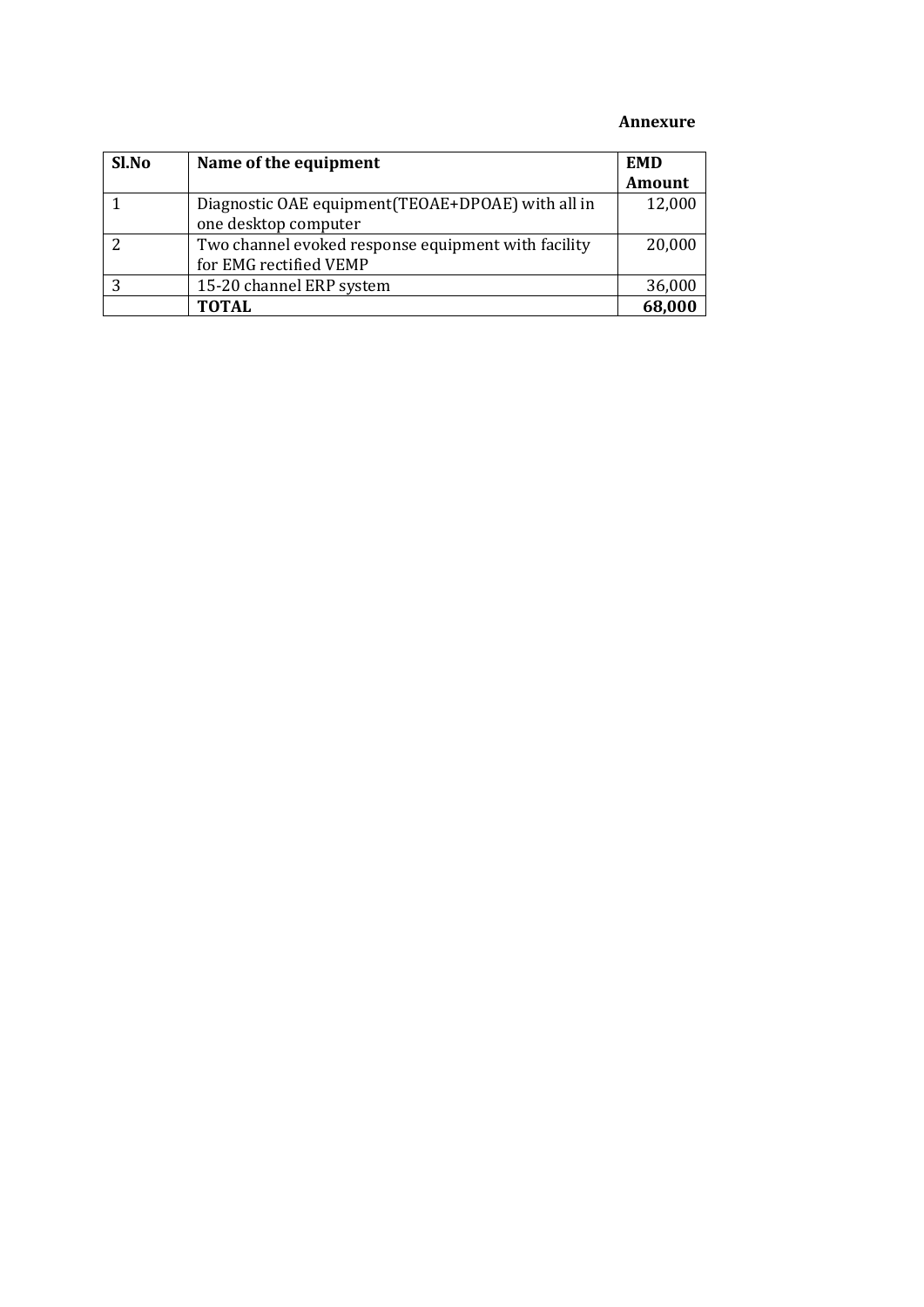**Annexure**

| Sl.No | Name of the equipment | EMD Amount |
|---|---|---|
| 1 | Diagnostic OAE equipment(TEOAE+DPOAE) with all in one desktop computer | 12,000 |
| 2 | Two channel evoked response equipment with facility for EMG rectified VEMP | 20,000 |
| 3 | 15-20 channel ERP system | 36,000 |
| | **TOTAL** | **68,000** |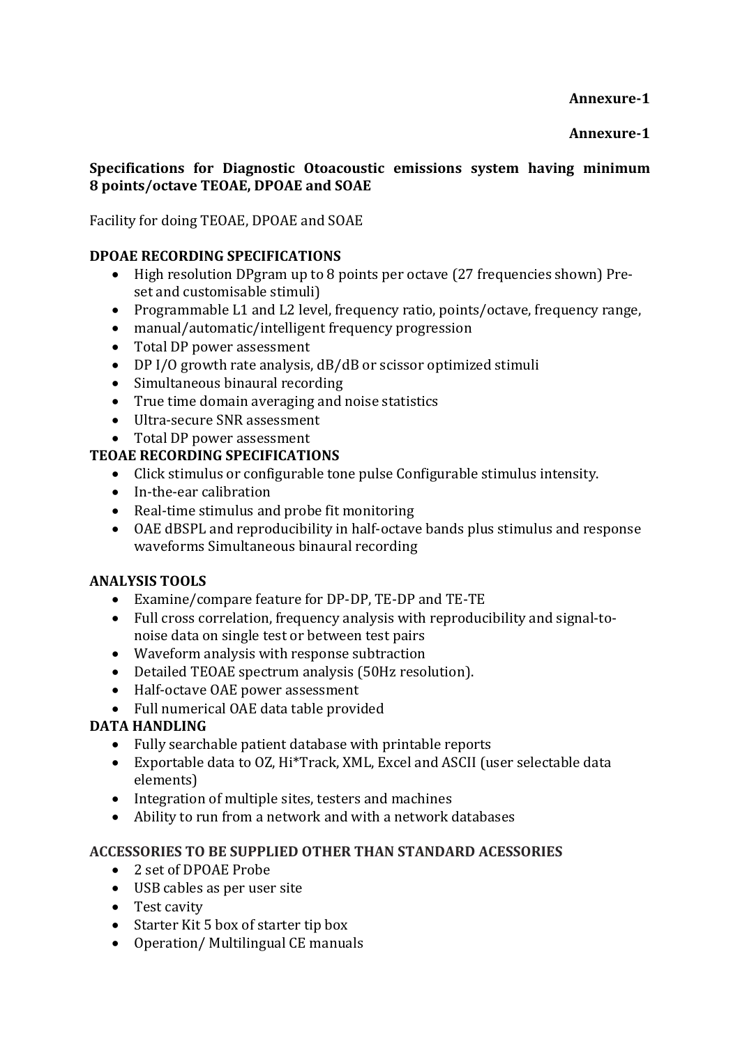**Annexure-1**

**Annexure-1**

**Specifications for Diagnostic Otoacoustic emissions system having minimum 8 points/octave TEOAE, DPOAE and SOAE**

Facility for doing TEOAE, DPOAE and SOAE

**DPOAE RECORDING SPECIFICATIONS**

- High resolution DPgram up to 8 points per octave (27 frequencies shown) Pre-set and customisable stimuli)
- Programmable L1 and L2 level, frequency ratio, points/octave, frequency range,
- manual/automatic/intelligent frequency progression
- Total DP power assessment
- DP I/O growth rate analysis, dB/dB or scissor optimized stimuli
- Simultaneous binaural recording
- True time domain averaging and noise statistics
- Ultra-secure SNR assessment
- Total DP power assessment

**TEOAE RECORDING SPECIFICATIONS**

- Click stimulus or configurable tone pulse Configurable stimulus intensity.
- In-the-ear calibration
- Real-time stimulus and probe fit monitoring
- OAE dBSPL and reproducibility in half-octave bands plus stimulus and response waveforms Simultaneous binaural recording

**ANALYSIS TOOLS**

- Examine/compare feature for DP-DP, TE-DP and TE-TE
- Full cross correlation, frequency analysis with reproducibility and signal-to-noise data on single test or between test pairs
- Waveform analysis with response subtraction
- Detailed TEOAE spectrum analysis (50Hz resolution).
- Half-octave OAE power assessment
- Full numerical OAE data table provided

**DATA HANDLING**

- Fully searchable patient database with printable reports
- Exportable data to OZ, Hi*Track, XML, Excel and ASCII (user selectable data elements)
- Integration of multiple sites, testers and machines
- Ability to run from a network and with a network databases

**ACCESSORIES TO BE SUPPLIED OTHER THAN STANDARD ACESSORIES**

- 2 set of DPOAE Probe
- USB cables as per user site
- Test cavity
- Starter Kit 5 box of starter tip box
- Operation/ Multilingual CE manuals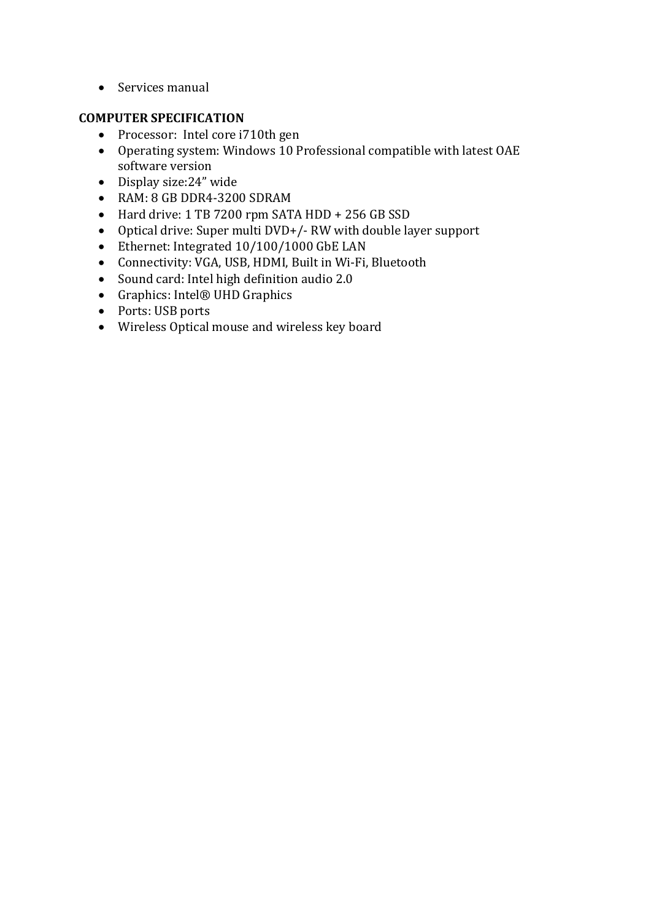- Services manual

**COMPUTER SPECIFICATION**

- Processor:  Intel core i710th gen
- Operating system: Windows 10 Professional compatible with latest OAE software version
- Display size:24” wide
- RAM: 8 GB DDR4-3200 SDRAM
- Hard drive: 1 TB 7200 rpm SATA HDD + 256 GB SSD
- Optical drive: Super multi DVD+/- RW with double layer support
- Ethernet: Integrated 10/100/1000 GbE LAN
- Connectivity: VGA, USB, HDMI, Built in Wi-Fi, Bluetooth
- Sound card: Intel high definition audio 2.0
- Graphics: Intel® UHD Graphics
- Ports: USB ports
- Wireless Optical mouse and wireless key board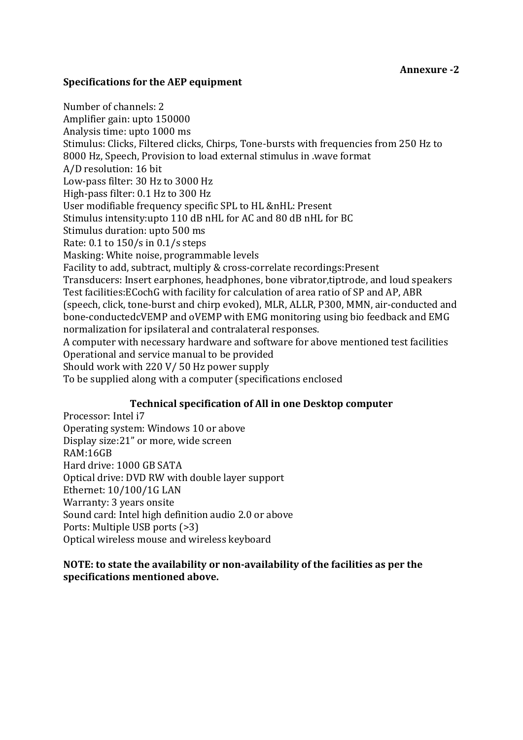**Annexure -2**

**Specifications for the AEP equipment**

Number of channels: 2
Amplifier gain: upto 150000
Analysis time: upto 1000 ms
Stimulus: Clicks, Filtered clicks, Chirps, Tone-bursts with frequencies from 250 Hz to 8000 Hz, Speech, Provision to load external stimulus in .wave format
A/D resolution: 16 bit
Low-pass filter: 30 Hz to 3000 Hz
High-pass filter: 0.1 Hz to 300 Hz
User modifiable frequency specific SPL to HL &nHL: Present
Stimulus intensity:upto 110 dB nHL for AC and 80 dB nHL for BC
Stimulus duration: upto 500 ms
Rate: 0.1 to 150/s in 0.1/s steps
Masking: White noise, programmable levels
Facility to add, subtract, multiply & cross-correlate recordings:Present
Transducers: Insert earphones, headphones, bone vibrator,tiptrode, and loud speakers
Test facilities:ECochG with facility for calculation of area ratio of SP and AP, ABR (speech, click, tone-burst and chirp evoked), MLR, ALLR, P300, MMN, air-conducted and bone-conductedcVEMP and oVEMP with EMG monitoring using bio feedback and EMG normalization for ipsilateral and contralateral responses.
A computer with necessary hardware and software for above mentioned test facilities
Operational and service manual to be provided
Should work with 220 V/ 50 Hz power supply
To be supplied along with a computer (specifications enclosed

**Technical specification of All in one Desktop computer**

Processor: Intel i7
Operating system: Windows 10 or above
Display size:21" or more, wide screen
RAM:16GB
Hard drive: 1000 GB SATA
Optical drive: DVD RW with double layer support
Ethernet: 10/100/1G LAN
Warranty: 3 years onsite
Sound card: Intel high definition audio 2.0 or above
Ports: Multiple USB ports (>3)
Optical wireless mouse and wireless keyboard

**NOTE: to state the availability or non-availability of the facilities as per the specifications mentioned above.**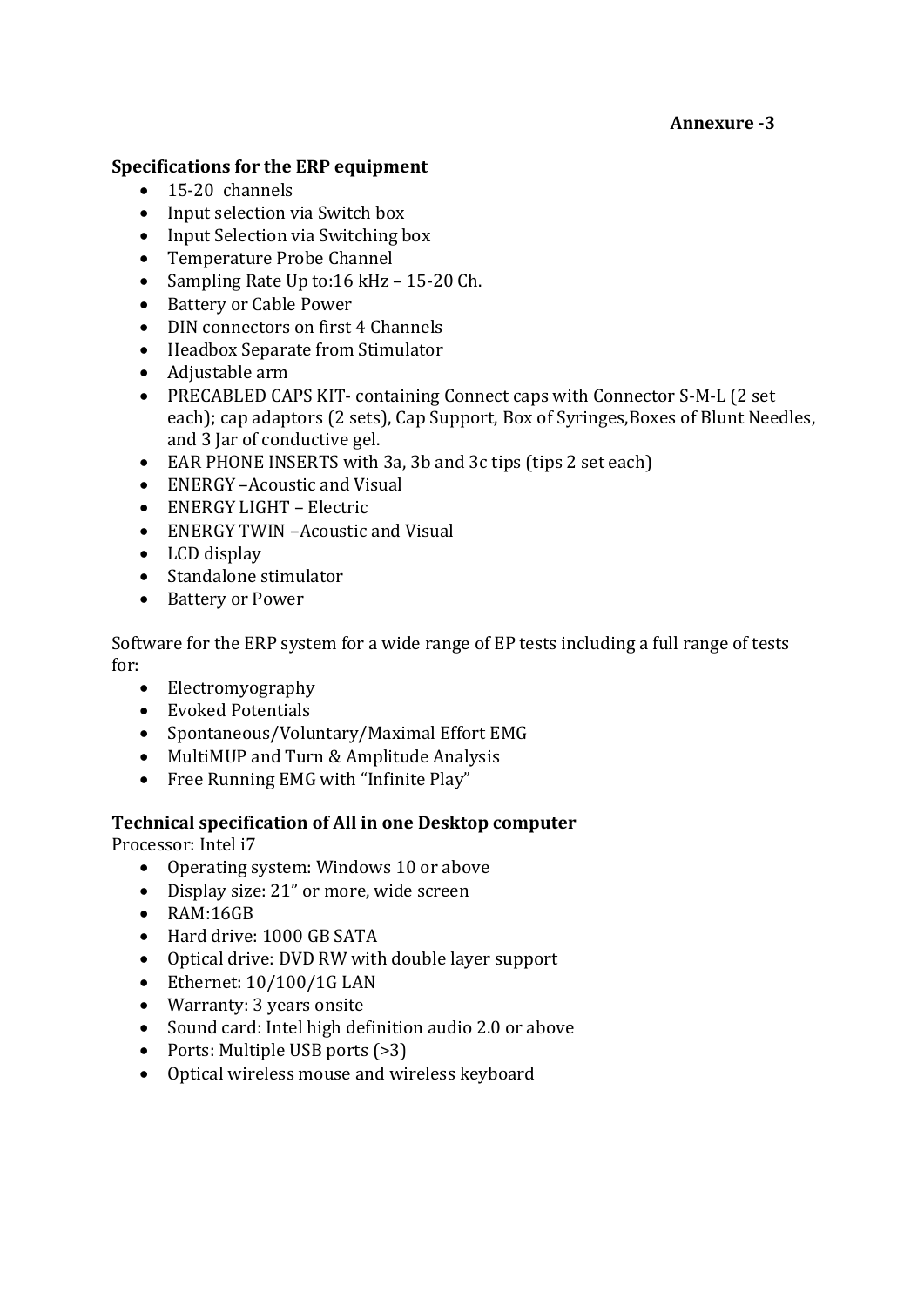**Annexure -3**

**Specifications for the ERP equipment**

- 15-20 channels
- Input selection via Switch box
- Input Selection via Switching box
- Temperature Probe Channel
- Sampling Rate Up to:16 kHz – 15-20 Ch.
- Battery or Cable Power
- DIN connectors on first 4 Channels
- Headbox Separate from Stimulator
- Adjustable arm
- PRECABLED CAPS KIT- containing Connect caps with Connector S-M-L (2 set each); cap adaptors (2 sets), Cap Support, Box of Syringes,Boxes of Blunt Needles, and 3 Jar of conductive gel.
- EAR PHONE INSERTS with 3a, 3b and 3c tips (tips 2 set each)
- ENERGY –Acoustic and Visual
- ENERGY LIGHT – Electric
- ENERGY TWIN –Acoustic and Visual
- LCD display
- Standalone stimulator
- Battery or Power

Software for the ERP system for a wide range of EP tests including a full range of tests for:

- Electromyography
- Evoked Potentials
- Spontaneous/Voluntary/Maximal Effort EMG
- MultiMUP and Turn & Amplitude Analysis
- Free Running EMG with "Infinite Play"

**Technical specification of All in one Desktop computer**

Processor: Intel i7

- Operating system: Windows 10 or above
- Display size: 21" or more, wide screen
- RAM:16GB
- Hard drive: 1000 GB SATA
- Optical drive: DVD RW with double layer support
- Ethernet: 10/100/1G LAN
- Warranty: 3 years onsite
- Sound card: Intel high definition audio 2.0 or above
- Ports: Multiple USB ports (>3)
- Optical wireless mouse and wireless keyboard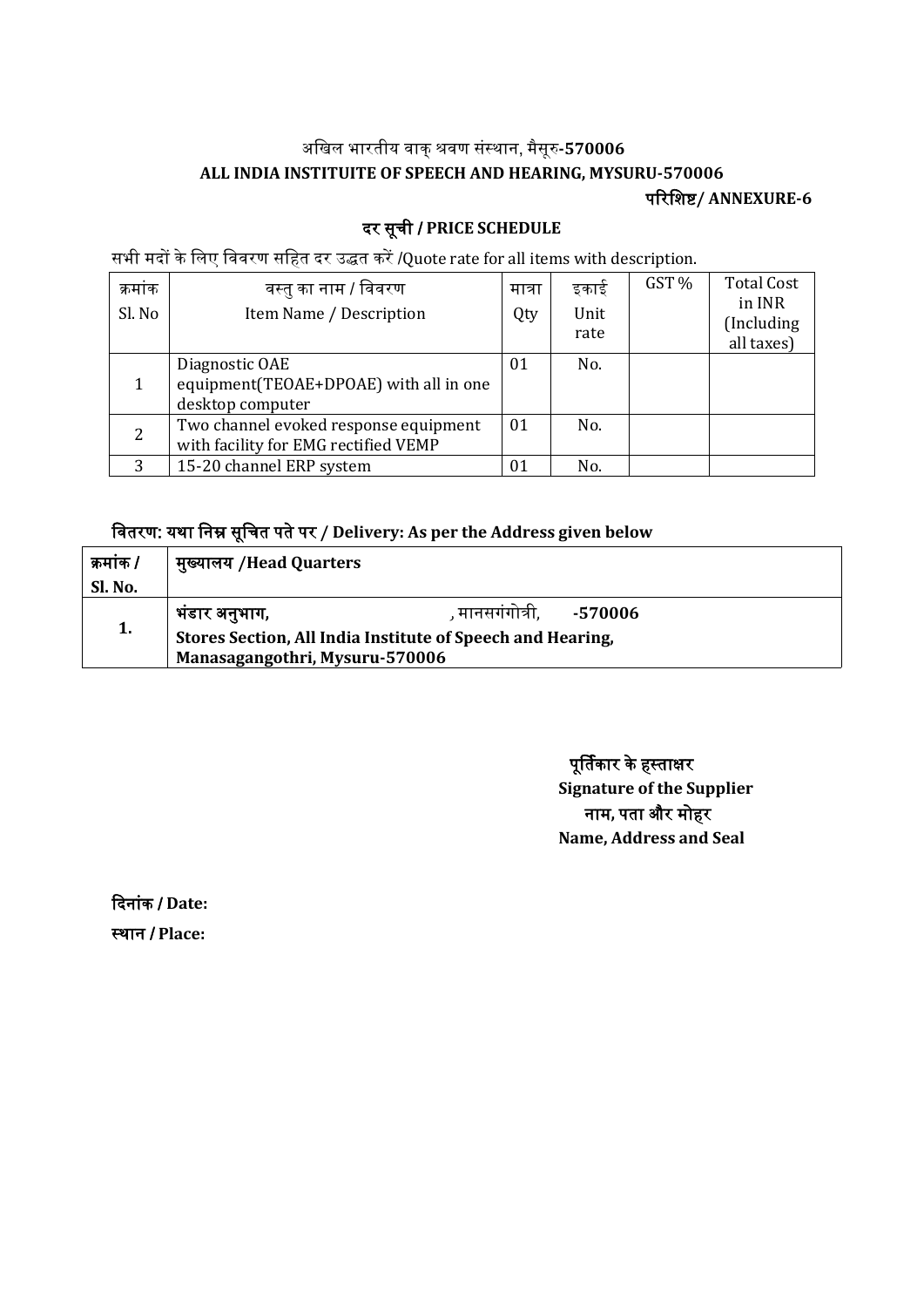अखिल भारतीय वाक् श्रवण संस्थान, मैसूरु-**570006**

**ALL INDIA INSTITUITE OF SPEECH AND HEARING, MYSURU-570006**

**परिशिष्ट/ ANNEXURE-6**

## दर सूची / PRICE SCHEDULE

सभी मदों के लिए विवरण सहित दर उद्धत करें /Quote rate for all items with description.

| क्रमांक Sl. No | वस्तु का नाम / विवरण Item Name / Description | मात्रा Qty | इकाई Unit rate | GST % | Total Cost in INR (Including all taxes) |
|---|---|---|---|---|---|
| 1 | Diagnostic OAE equipment(TEOAE+DPOAE) with all in one desktop computer | 01 | No. | | |
| 2 | Two channel evoked response equipment with facility for EMG rectified VEMP | 01 | No. | | |
| 3 | 15-20 channel ERP system | 01 | No. | | |

### वितरण: यथा निम्न सूचित पते पर / Delivery: As per the Address given below

| क्रमांक / Sl. No. | मुख्यालय /Head Quarters |
|---|---|
| 1. | **भंडार अनुभाग,** , मानसगंगोत्री, **-570006** **Stores Section, All India Institute of Speech and Hearing, Manasagangothri, Mysuru-570006** |

**पूर्तिकार के हस्ताक्षर**
**Signature of the Supplier**
**नाम, पता और मोहर**
**Name, Address and Seal**

**दिनांक / Date:**

**स्थान / Place:**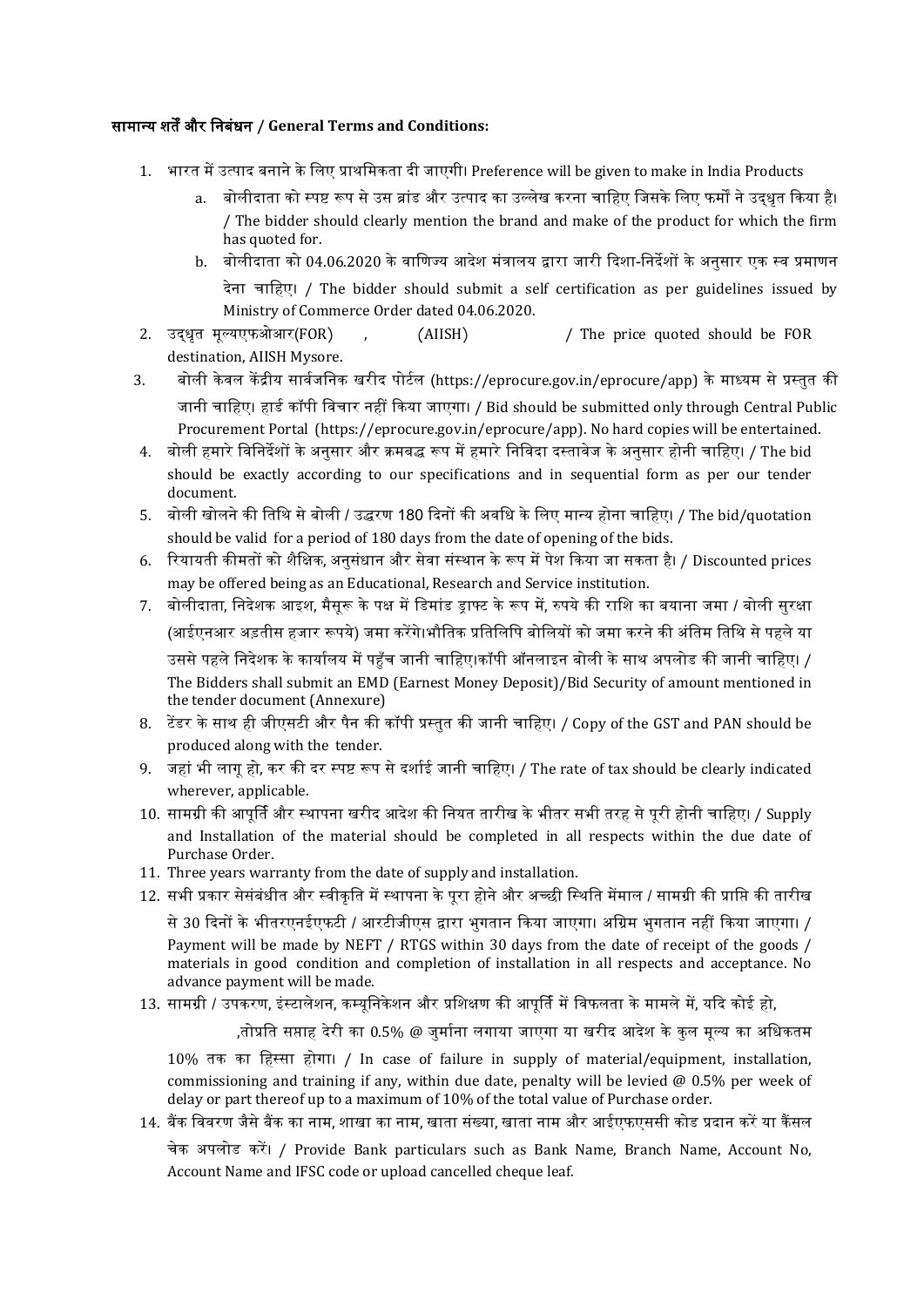**सामान्य शर्तें और निबंधन / General Terms and Conditions:**

1. भारत में उत्पाद बनाने के लिए प्राथमिकता दी जाएगी। Preference will be given to make in India Products
   a. बोलीदाता को स्पष्ट रूप से उस ब्रांड और उत्पाद का उल्लेख करना चाहिए जिसके लिए फर्मों ने उद्धृत किया है। / The bidder should clearly mention the brand and make of the product for which the firm has quoted for.
   b. बोलीदाता को 04.06.2020 के वाणिज्य आदेश मंत्रालय द्वारा जारी दिशा-निर्देशों के अनुसार एक स्व प्रमाणन देना चाहिए। / The bidder should submit a self certification as per guidelines issued by Ministry of Commerce Order dated 04.06.2020.
2. उद्धृत मूल्यएफओआर(FOR) , (AIISH) / The price quoted should be FOR destination, AIISH Mysore.
3. बोली केवल केंद्रीय सार्वजनिक खरीद पोर्टल (https://eprocure.gov.in/eprocure/app) के माध्यम से प्रस्तुत की जानी चाहिए। हार्ड कॉपी विचार नहीं किया जाएगा। / Bid should be submitted only through Central Public Procurement Portal (https://eprocure.gov.in/eprocure/app). No hard copies will be entertained.
4. बोली हमारे विनिर्देशों के अनुसार और क्रमबद्ध रूप में हमारे निविदा दस्तावेज के अनुसार होनी चाहिए। / The bid should be exactly according to our specifications and in sequential form as per our tender document.
5. बोली खोलने की तिथि से बोली / उद्धरण 180 दिनों की अवधि के लिए मान्य होना चाहिए। / The bid/quotation should be valid for a period of 180 days from the date of opening of the bids.
6. रियायती कीमतों को शैक्षिक, अनुसंधान और सेवा संस्थान के रूप में पेश किया जा सकता है। / Discounted prices may be offered being as an Educational, Research and Service institution.
7. बोलीदाता, निदेशक आइश, मैसूरू के पक्ष में डिमांड ड्राफ्ट के रूप में, रुपये की राशि का बयाना जमा / बोली सुरक्षा (आईएनआर अड़तीस हजार रूपये) जमा करेंगे।भौतिक प्रतिलिपि बोलियों को जमा करने की अंतिम तिथि से पहले या उससे पहले निदेशक के कार्यालय में पहुँच जानी चाहिए।कॉपी ऑनलाइन बोली के साथ अपलोड की जानी चाहिए। / The Bidders shall submit an EMD (Earnest Money Deposit)/Bid Security of amount mentioned in the tender document (Annexure)
8. टेंडर के साथ ही जीएसटी और पैन की कॉपी प्रस्तुत की जानी चाहिए। / Copy of the GST and PAN should be produced along with the tender.
9. जहां भी लागू हो, कर की दर स्पष्ट रूप से दर्शाई जानी चाहिए। / The rate of tax should be clearly indicated wherever, applicable.
10. सामग्री की आपूर्ति और स्थापना खरीद आदेश की नियत तारीख के भीतर सभी तरह से पूरी होनी चाहिए। / Supply and Installation of the material should be completed in all respects within the due date of Purchase Order.
11. Three years warranty from the date of supply and installation.
12. सभी प्रकार सेसंबंधीत और स्वीकृति में स्थापना के पूरा होने और अच्छी स्थिति मेंमाल / सामग्री की प्राप्ति की तारीख से 30 दिनों के भीतरएनईएफटी / आरटीजीएस द्वारा भुगतान किया जाएगा। अग्रिम भुगतान नहीं किया जाएगा। / Payment will be made by NEFT / RTGS within 30 days from the date of receipt of the goods / materials in good condition and completion of installation in all respects and acceptance. No advance payment will be made.
13. सामग्री / उपकरण, इंस्टालेशन, कम्यूनिकेशन और प्रशिक्षण की आपूर्ति में विफलता के मामले में, यदि कोई हो, ,तोप्रति सप्ताह देरी का 0.5% @ जुर्माना लगाया जाएगा या खरीद आदेश के कुल मूल्य का अधिकतम 10% तक का हिस्सा होगा। / In case of failure in supply of material/equipment, installation, commissioning and training if any, within due date, penalty will be levied @ 0.5% per week of delay or part thereof up to a maximum of 10% of the total value of Purchase order.
14. बैंक विवरण जैसे बैंक का नाम, शाखा का नाम, खाता संख्या, खाता नाम और आईएफएससी कोड प्रदान करें या कैंसल चेक अपलोड करें। / Provide Bank particulars such as Bank Name, Branch Name, Account No, Account Name and IFSC code or upload cancelled cheque leaf.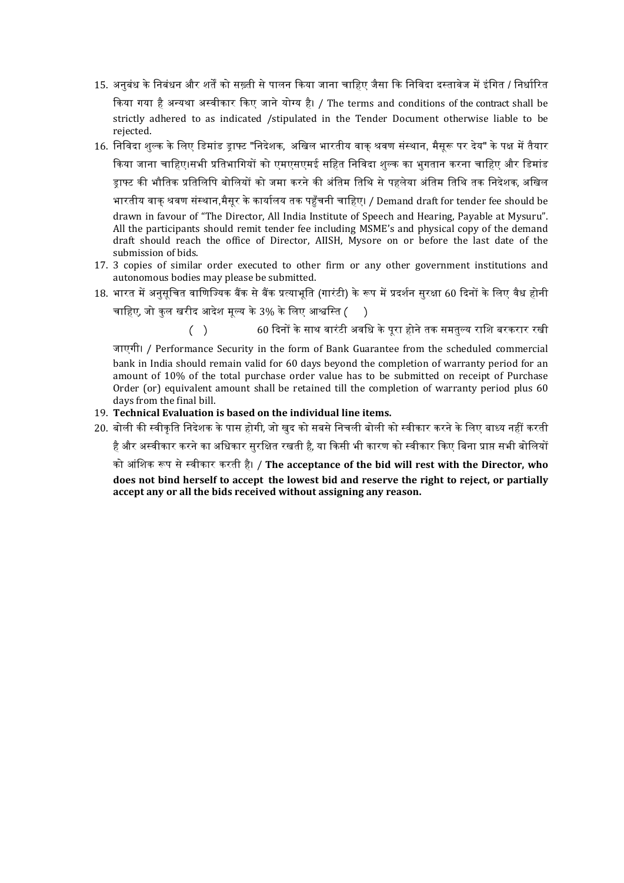15. अनुबंध के निबंधन और शर्तें को सख़्ती से पालन किया जाना चाहिए जैसा कि निविदा दस्तावेज में इंगित / निर्धारित किया गया है अन्यथा अस्वीकार किए जाने योग्य है। / The terms and conditions of the contract shall be strictly adhered to as indicated /stipulated in the Tender Document otherwise liable to be rejected.
16. निविदा शुल्क के लिए डिमांड ड्राफ्ट "निदेशक, अखिल भारतीय वाक् श्रवण संस्थान, मैसूरू पर देय" के पक्ष में तैयार किया जाना चाहिए।सभी प्रतिभागियों को एमएसएमई सहित निविदा शुल्क का भुगतान करना चाहिए और डिमांड ड्राफ्ट की भौतिक प्रतिलिपि बोलियों को जमा करने की अंतिम तिथि से पहलेया अंतिम तिथि तक निदेशक, अखिल भारतीय वाक् श्रवण संस्थान,मैसूर के कार्यालय तक पहुँचनी चाहिए। / Demand draft for tender fee should be drawn in favour of "The Director, All India Institute of Speech and Hearing, Payable at Mysuru". All the participants should remit tender fee including MSME's and physical copy of the demand draft should reach the office of Director, AIISH, Mysore on or before the last date of the submission of bids.
17. 3 copies of similar order executed to other firm or any other government institutions and autonomous bodies may please be submitted.
18. भारत में अनुसूचित वाणिज्यिक बैंक से बैंक प्रत्याभूति (गारंटी) के रूप में प्रदर्शन सुरक्षा 60 दिनों के लिए वैध होनी चाहिए, जो कुल खरीद आदेश मूल्य के 3% के लिए आश्वस्ति ( ) ( ) 60 दिनों के साथ वारंटी अवधि के पूरा होने तक समतुल्य राशि बरकरार रखी जाएगी। / Performance Security in the form of Bank Guarantee from the scheduled commercial bank in India should remain valid for 60 days beyond the completion of warranty period for an amount of 10% of the total purchase order value has to be submitted on receipt of Purchase Order (or) equivalent amount shall be retained till the completion of warranty period plus 60 days from the final bill.
19. **Technical Evaluation is based on the individual line items.**
20. बोली की स्वीकृति निदेशक के पास होगी, जो खुद को सबसे निचली बोली को स्वीकार करने के लिए बाध्य नहीं करती है और अस्वीकार करने का अधिकार सुरक्षित रखती है, या किसी भी कारण को स्वीकार किए बिना प्राप्त सभी बोलियों को आंशिक रूप से स्वीकार करती है। / **The acceptance of the bid will rest with the Director, who does not bind herself to accept the lowest bid and reserve the right to reject, or partially accept any or all the bids received without assigning any reason.**